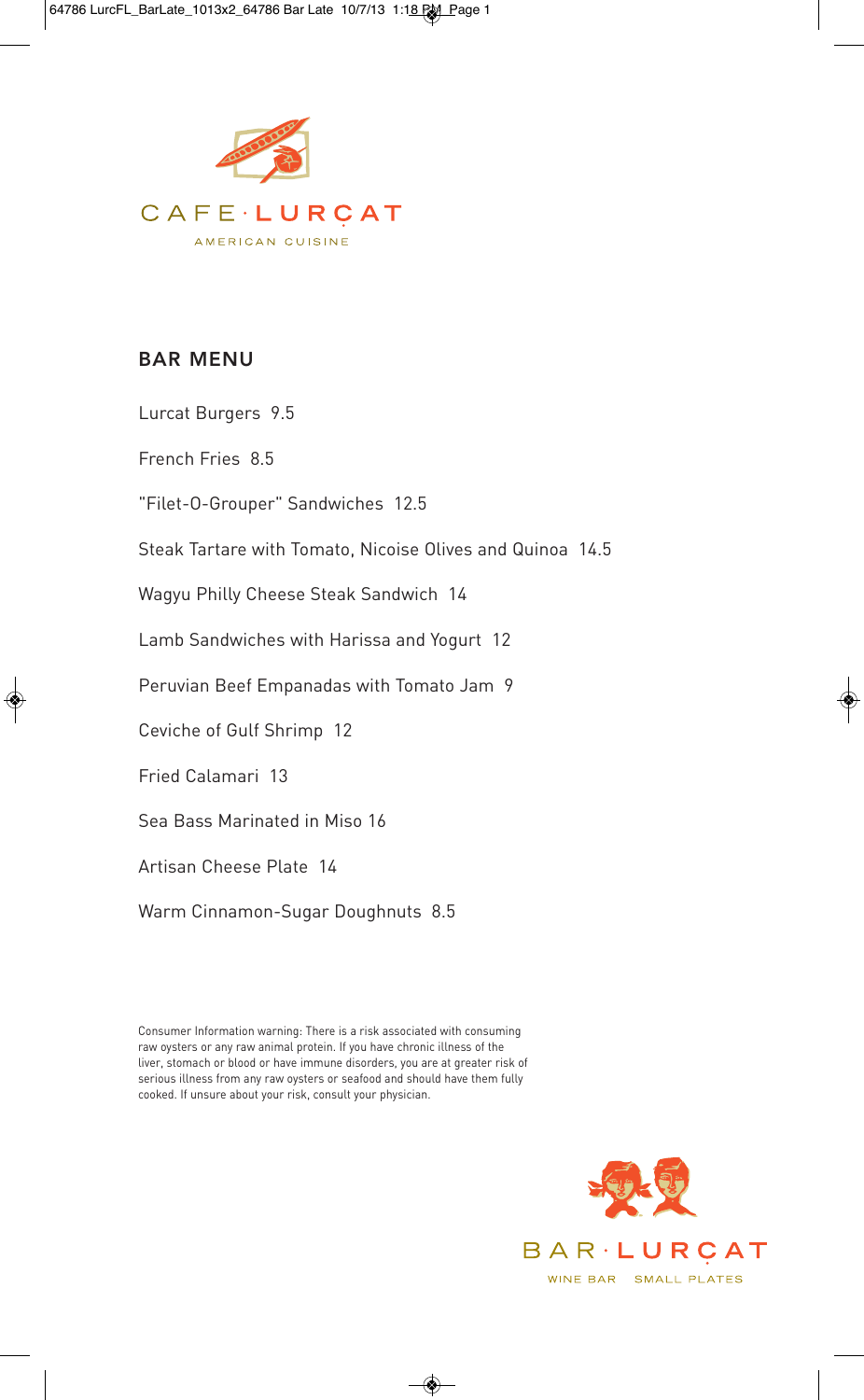CAFE · LURÇAT

AMERICAN CUISINE

## BAR MENU

Lurcat Burgers 9.5

French Fries 8.5

"Filet-O-Grouper" Sandwiches 12.5

Steak Tartare with Tomato, Nicoise Olives and Quinoa 14.5

Wagyu Philly Cheese Steak Sandwich 14

Lamb Sandwiches with Harissa and Yogurt 12

Peruvian Beef Empanadas with Tomato Jam 9

Ceviche of Gulf Shrimp 12

Fried Calamari 13

Sea Bass Marinated in Miso 16

Artisan Cheese Plate 14

Warm Cinnamon-Sugar Doughnuts 8.5

Consumer Information warning: There is a risk associated with consuming raw oysters or any raw animal protein. If you have chronic illness of the liver, stomach or blood or have immune disorders, you are at greater risk of serious illness from any raw oysters or seafood and should have them fully cooked. If unsure about your risk, consult your physician.

BAR · LURÇAT

WINE BAR SMALL PLATES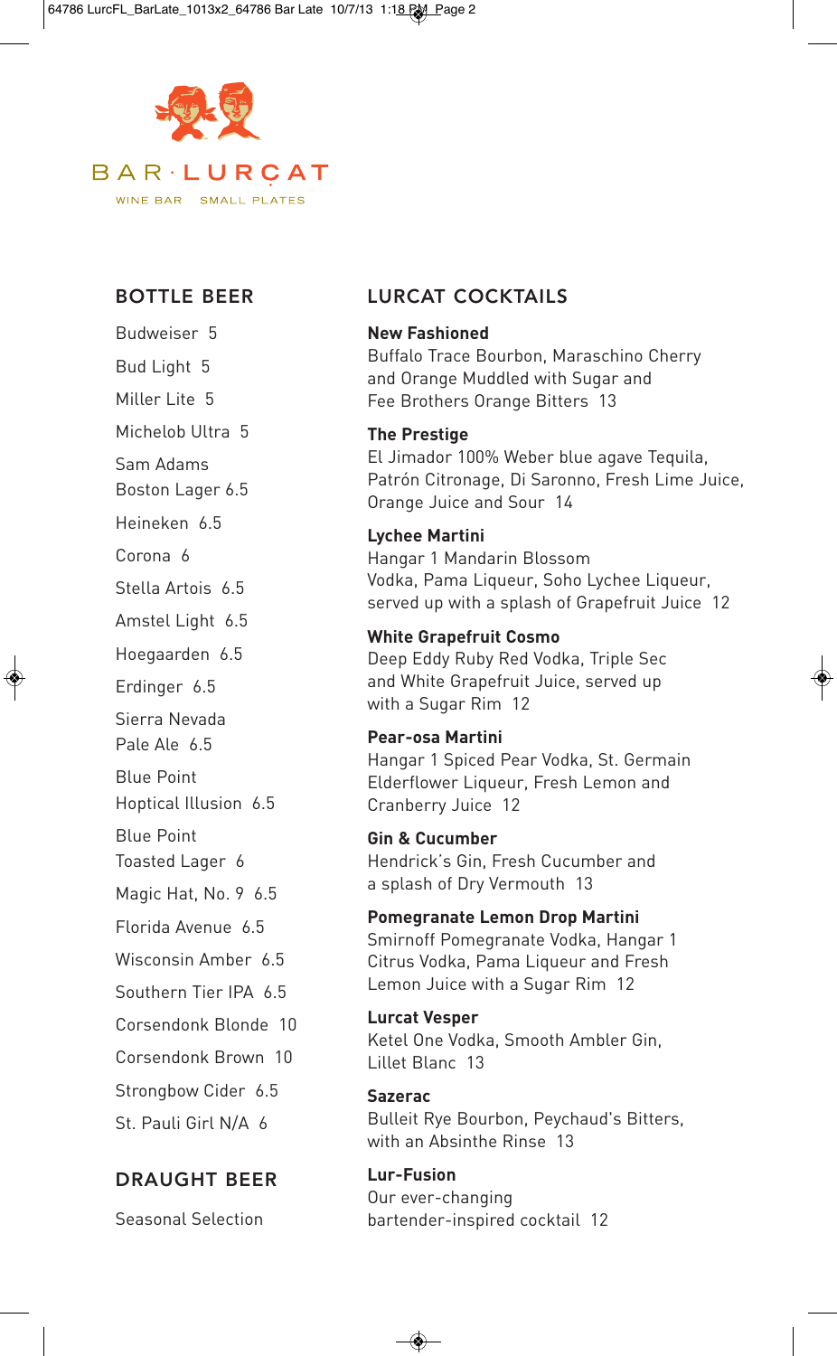BAR · LURÇAT

WINE BAR   SMALL PLATES

## BOTTLE BEER

Budweiser 5

Bud Light 5

Miller Lite 5

Michelob Ultra 5

Sam Adams Boston Lager 6.5

Heineken 6.5

Corona 6

Stella Artois 6.5

Amstel Light 6.5

Hoegaarden 6.5

Erdinger 6.5

Sierra Nevada Pale Ale 6.5

Blue Point Hoptical Illusion 6.5

Blue Point Toasted Lager 6

Magic Hat, No. 9 6.5

Florida Avenue 6.5

Wisconsin Amber 6.5

Southern Tier IPA 6.5

Corsendonk Blonde 10

Corsendonk Brown 10

Strongbow Cider 6.5

St. Pauli Girl N/A 6

## DRAUGHT BEER

Seasonal Selection

## LURCAT COCKTAILS

**New Fashioned**
Buffalo Trace Bourbon, Maraschino Cherry and Orange Muddled with Sugar and Fee Brothers Orange Bitters 13

**The Prestige**
El Jimador 100% Weber blue agave Tequila, Patrón Citronage, Di Saronno, Fresh Lime Juice, Orange Juice and Sour 14

**Lychee Martini**
Hangar 1 Mandarin Blossom Vodka, Pama Liqueur, Soho Lychee Liqueur, served up with a splash of Grapefruit Juice 12

**White Grapefruit Cosmo**
Deep Eddy Ruby Red Vodka, Triple Sec and White Grapefruit Juice, served up with a Sugar Rim 12

**Pear-osa Martini**
Hangar 1 Spiced Pear Vodka, St. Germain Elderflower Liqueur, Fresh Lemon and Cranberry Juice 12

**Gin & Cucumber**
Hendrick's Gin, Fresh Cucumber and a splash of Dry Vermouth 13

**Pomegranate Lemon Drop Martini**
Smirnoff Pomegranate Vodka, Hangar 1 Citrus Vodka, Pama Liqueur and Fresh Lemon Juice with a Sugar Rim 12

**Lurcat Vesper**
Ketel One Vodka, Smooth Ambler Gin, Lillet Blanc 13

**Sazerac**
Bulleit Rye Bourbon, Peychaud's Bitters, with an Absinthe Rinse 13

**Lur-Fusion**
Our ever-changing bartender-inspired cocktail 12